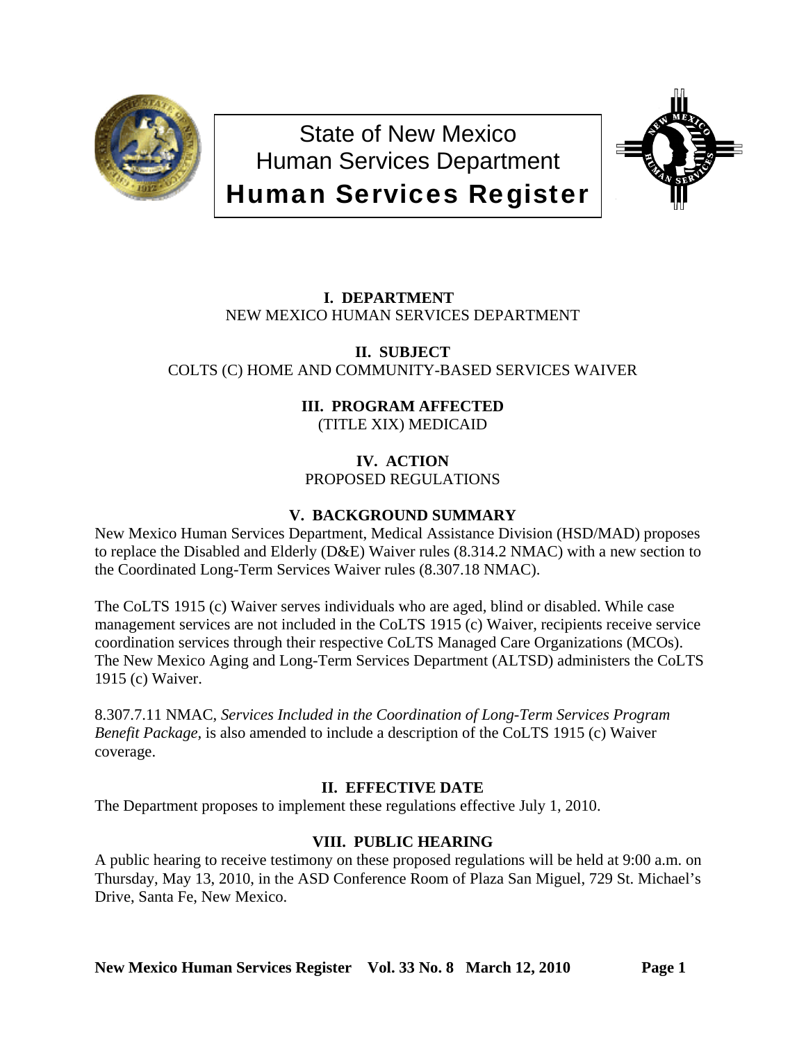# State of New Mexico
# Human Services Department
# Human Services Register

### I. DEPARTMENT
NEW MEXICO HUMAN SERVICES DEPARTMENT

### II. SUBJECT
COLTS (C) HOME AND COMMUNITY-BASED SERVICES WAIVER

### III. PROGRAM AFFECTED
(TITLE XIX) MEDICAID

### IV. ACTION
PROPOSED REGULATIONS

### V. BACKGROUND SUMMARY
New Mexico Human Services Department, Medical Assistance Division (HSD/MAD) proposes to replace the Disabled and Elderly (D&E) Waiver rules (8.314.2 NMAC) with a new section to the Coordinated Long-Term Services Waiver rules (8.307.18 NMAC).

The CoLTS 1915 (c) Waiver serves individuals who are aged, blind or disabled. While case management services are not included in the CoLTS 1915 (c) Waiver, recipients receive service coordination services through their respective CoLTS Managed Care Organizations (MCOs). The New Mexico Aging and Long-Term Services Department (ALTSD) administers the CoLTS 1915 (c) Waiver.

8.307.7.11 NMAC, *Services Included in the Coordination of Long-Term Services Program Benefit Package*, is also amended to include a description of the CoLTS 1915 (c) Waiver coverage.

### II. EFFECTIVE DATE
The Department proposes to implement these regulations effective July 1, 2010.

### VIII. PUBLIC HEARING
A public hearing to receive testimony on these proposed regulations will be held at 9:00 a.m. on Thursday, May 13, 2010, in the ASD Conference Room of Plaza San Miguel, 729 St. Michael's Drive, Santa Fe, New Mexico.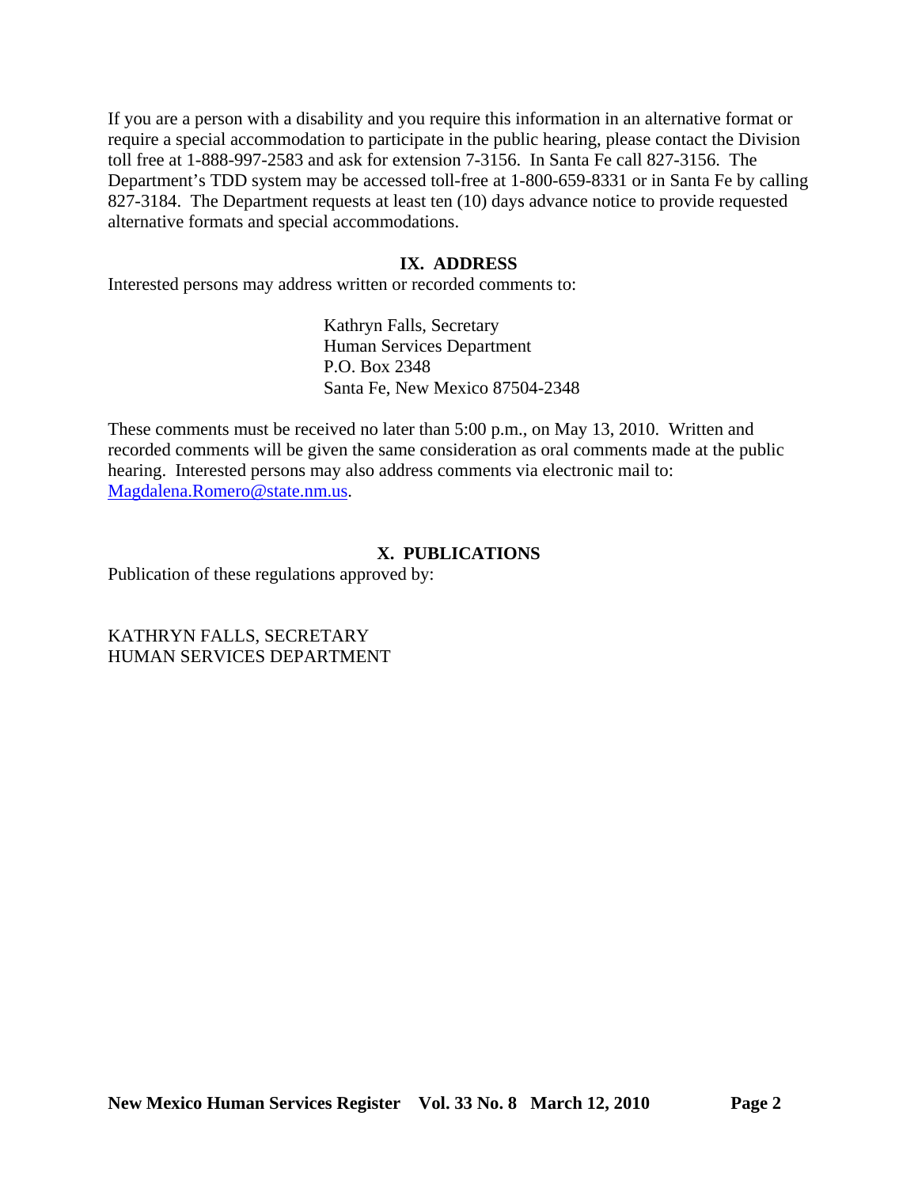If you are a person with a disability and you require this information in an alternative format or require a special accommodation to participate in the public hearing, please contact the Division toll free at 1-888-997-2583 and ask for extension 7-3156. In Santa Fe call 827-3156. The Department's TDD system may be accessed toll-free at 1-800-659-8331 or in Santa Fe by calling 827-3184. The Department requests at least ten (10) days advance notice to provide requested alternative formats and special accommodations.

## IX. ADDRESS

Interested persons may address written or recorded comments to:

Kathryn Falls, Secretary
Human Services Department
P.O. Box 2348
Santa Fe, New Mexico 87504-2348

These comments must be received no later than 5:00 p.m., on May 13, 2010. Written and recorded comments will be given the same consideration as oral comments made at the public hearing. Interested persons may also address comments via electronic mail to: Magdalena.Romero@state.nm.us.

## X. PUBLICATIONS

Publication of these regulations approved by:

KATHRYN FALLS, SECRETARY
HUMAN SERVICES DEPARTMENT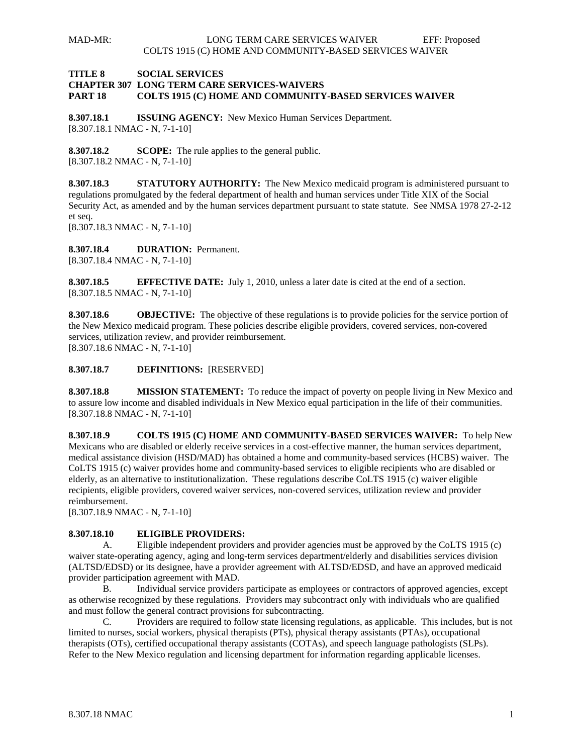**TITLE 8 SOCIAL SERVICES**
**CHAPTER 307 LONG TERM CARE SERVICES-WAIVERS**
**PART 18 COLTS 1915 (C) HOME AND COMMUNITY-BASED SERVICES WAIVER**

**8.307.18.1 ISSUING AGENCY:** New Mexico Human Services Department.
[8.307.18.1 NMAC - N, 7-1-10]

**8.307.18.2 SCOPE:** The rule applies to the general public.
[8.307.18.2 NMAC - N, 7-1-10]

**8.307.18.3 STATUTORY AUTHORITY:** The New Mexico medicaid program is administered pursuant to regulations promulgated by the federal department of health and human services under Title XIX of the Social Security Act, as amended and by the human services department pursuant to state statute. See NMSA 1978 27-2-12 et seq.
[8.307.18.3 NMAC - N, 7-1-10]

**8.307.18.4 DURATION:** Permanent.
[8.307.18.4 NMAC - N, 7-1-10]

**8.307.18.5 EFFECTIVE DATE:** July 1, 2010, unless a later date is cited at the end of a section.
[8.307.18.5 NMAC - N, 7-1-10]

**8.307.18.6 OBJECTIVE:** The objective of these regulations is to provide policies for the service portion of the New Mexico medicaid program. These policies describe eligible providers, covered services, non-covered services, utilization review, and provider reimbursement.
[8.307.18.6 NMAC - N, 7-1-10]

**8.307.18.7 DEFINITIONS:** [RESERVED]

**8.307.18.8 MISSION STATEMENT:** To reduce the impact of poverty on people living in New Mexico and to assure low income and disabled individuals in New Mexico equal participation in the life of their communities.
[8.307.18.8 NMAC - N, 7-1-10]

**8.307.18.9 COLTS 1915 (C) HOME AND COMMUNITY-BASED SERVICES WAIVER:** To help New Mexicans who are disabled or elderly receive services in a cost-effective manner, the human services department, medical assistance division (HSD/MAD) has obtained a home and community-based services (HCBS) waiver. The CoLTS 1915 (c) waiver provides home and community-based services to eligible recipients who are disabled or elderly, as an alternative to institutionalization. These regulations describe CoLTS 1915 (c) waiver eligible recipients, eligible providers, covered waiver services, non-covered services, utilization review and provider reimbursement.
[8.307.18.9 NMAC - N, 7-1-10]

**8.307.18.10 ELIGIBLE PROVIDERS:**

A. Eligible independent providers and provider agencies must be approved by the CoLTS 1915 (c) waiver state-operating agency, aging and long-term services department/elderly and disabilities services division (ALTSD/EDSD) or its designee, have a provider agreement with ALTSD/EDSD, and have an approved medicaid provider participation agreement with MAD.

B. Individual service providers participate as employees or contractors of approved agencies, except as otherwise recognized by these regulations. Providers may subcontract only with individuals who are qualified and must follow the general contract provisions for subcontracting.

C. Providers are required to follow state licensing regulations, as applicable. This includes, but is not limited to nurses, social workers, physical therapists (PTs), physical therapy assistants (PTAs), occupational therapists (OTs), certified occupational therapy assistants (COTAs), and speech language pathologists (SLPs). Refer to the New Mexico regulation and licensing department for information regarding applicable licenses.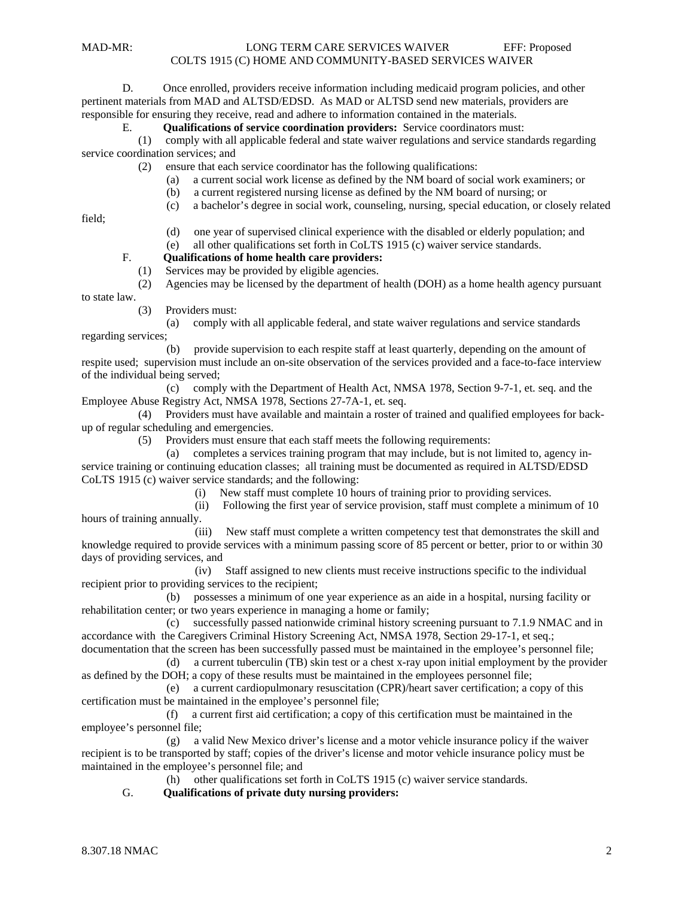D. Once enrolled, providers receive information including medicaid program policies, and other pertinent materials from MAD and ALTSD/EDSD. As MAD or ALTSD send new materials, providers are responsible for ensuring they receive, read and adhere to information contained in the materials.

E. **Qualifications of service coordination providers:** Service coordinators must:

(1) comply with all applicable federal and state waiver regulations and service standards regarding service coordination services; and

(2) ensure that each service coordinator has the following qualifications:

(a) a current social work license as defined by the NM board of social work examiners; or

(b) a current registered nursing license as defined by the NM board of nursing; or

(c) a bachelor's degree in social work, counseling, nursing, special education, or closely related field;

(d) one year of supervised clinical experience with the disabled or elderly population; and

(e) all other qualifications set forth in CoLTS 1915 (c) waiver service standards.

F. **Qualifications of home health care providers:**

(1) Services may be provided by eligible agencies.

(2) Agencies may be licensed by the department of health (DOH) as a home health agency pursuant to state law.

(3) Providers must:

(a) comply with all applicable federal, and state waiver regulations and service standards regarding services;

(b) provide supervision to each respite staff at least quarterly, depending on the amount of respite used; supervision must include an on-site observation of the services provided and a face-to-face interview of the individual being served;

(c) comply with the Department of Health Act, NMSA 1978, Section 9-7-1, et. seq. and the Employee Abuse Registry Act, NMSA 1978, Sections 27-7A-1, et. seq.

(4) Providers must have available and maintain a roster of trained and qualified employees for back-up of regular scheduling and emergencies.

(5) Providers must ensure that each staff meets the following requirements:

(a) completes a services training program that may include, but is not limited to, agency in-service training or continuing education classes; all training must be documented as required in ALTSD/EDSD CoLTS 1915 (c) waiver service standards; and the following:

(i) New staff must complete 10 hours of training prior to providing services.

(ii) Following the first year of service provision, staff must complete a minimum of 10 hours of training annually.

(iii) New staff must complete a written competency test that demonstrates the skill and knowledge required to provide services with a minimum passing score of 85 percent or better, prior to or within 30 days of providing services, and

(iv) Staff assigned to new clients must receive instructions specific to the individual recipient prior to providing services to the recipient;

(b) possesses a minimum of one year experience as an aide in a hospital, nursing facility or rehabilitation center; or two years experience in managing a home or family;

(c) successfully passed nationwide criminal history screening pursuant to 7.1.9 NMAC and in accordance with the Caregivers Criminal History Screening Act, NMSA 1978, Section 29-17-1, et seq.; documentation that the screen has been successfully passed must be maintained in the employee's personnel file;

(d) a current tuberculin (TB) skin test or a chest x-ray upon initial employment by the provider as defined by the DOH; a copy of these results must be maintained in the employees personnel file;

(e) a current cardiopulmonary resuscitation (CPR)/heart saver certification; a copy of this certification must be maintained in the employee's personnel file;

(f) a current first aid certification; a copy of this certification must be maintained in the employee's personnel file;

(g) a valid New Mexico driver's license and a motor vehicle insurance policy if the waiver recipient is to be transported by staff; copies of the driver's license and motor vehicle insurance policy must be maintained in the employee's personnel file; and

(h) other qualifications set forth in CoLTS 1915 (c) waiver service standards.

G. **Qualifications of private duty nursing providers:**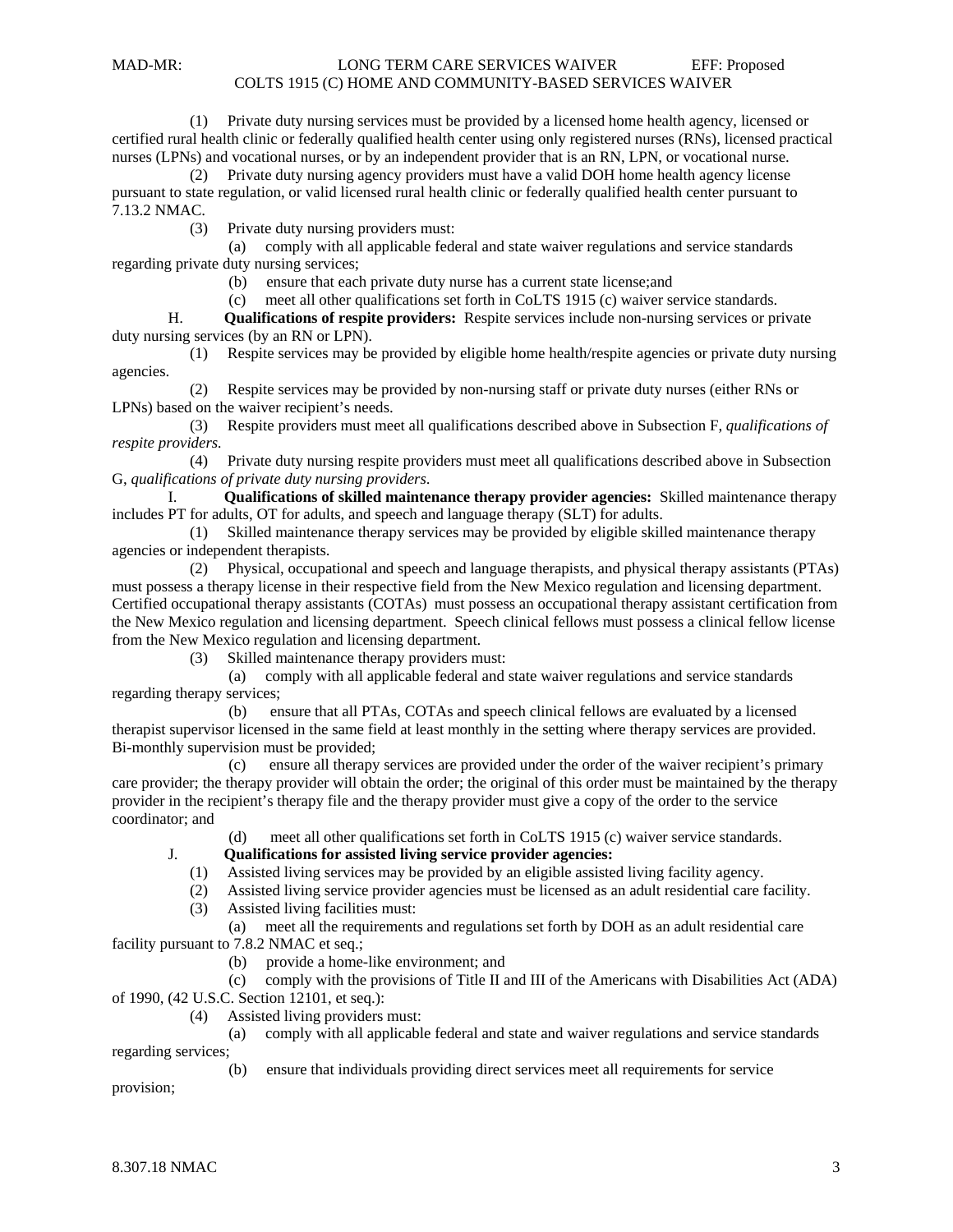(1) Private duty nursing services must be provided by a licensed home health agency, licensed or certified rural health clinic or federally qualified health center using only registered nurses (RNs), licensed practical nurses (LPNs) and vocational nurses, or by an independent provider that is an RN, LPN, or vocational nurse.

(2) Private duty nursing agency providers must have a valid DOH home health agency license pursuant to state regulation, or valid licensed rural health clinic or federally qualified health center pursuant to 7.13.2 NMAC.

(3) Private duty nursing providers must:

(a) comply with all applicable federal and state waiver regulations and service standards regarding private duty nursing services;

(b) ensure that each private duty nurse has a current state license;and

(c) meet all other qualifications set forth in CoLTS 1915 (c) waiver service standards.

H. **Qualifications of respite providers:** Respite services include non-nursing services or private duty nursing services (by an RN or LPN).

(1) Respite services may be provided by eligible home health/respite agencies or private duty nursing agencies.

(2) Respite services may be provided by non-nursing staff or private duty nurses (either RNs or LPNs) based on the waiver recipient's needs.

(3) Respite providers must meet all qualifications described above in Subsection F, *qualifications of respite providers.*

(4) Private duty nursing respite providers must meet all qualifications described above in Subsection G, *qualifications of private duty nursing providers*.

I. **Qualifications of skilled maintenance therapy provider agencies:** Skilled maintenance therapy includes PT for adults, OT for adults, and speech and language therapy (SLT) for adults.

(1) Skilled maintenance therapy services may be provided by eligible skilled maintenance therapy agencies or independent therapists.

(2) Physical, occupational and speech and language therapists, and physical therapy assistants (PTAs) must possess a therapy license in their respective field from the New Mexico regulation and licensing department. Certified occupational therapy assistants (COTAs) must possess an occupational therapy assistant certification from the New Mexico regulation and licensing department. Speech clinical fellows must possess a clinical fellow license from the New Mexico regulation and licensing department.

(3) Skilled maintenance therapy providers must:

(a) comply with all applicable federal and state waiver regulations and service standards regarding therapy services;

(b) ensure that all PTAs, COTAs and speech clinical fellows are evaluated by a licensed therapist supervisor licensed in the same field at least monthly in the setting where therapy services are provided. Bi-monthly supervision must be provided;

(c) ensure all therapy services are provided under the order of the waiver recipient's primary care provider; the therapy provider will obtain the order; the original of this order must be maintained by the therapy provider in the recipient's therapy file and the therapy provider must give a copy of the order to the service coordinator; and

(d) meet all other qualifications set forth in CoLTS 1915 (c) waiver service standards.

J. **Qualifications for assisted living service provider agencies:**

(1) Assisted living services may be provided by an eligible assisted living facility agency.

(2) Assisted living service provider agencies must be licensed as an adult residential care facility.

(3) Assisted living facilities must:

(a) meet all the requirements and regulations set forth by DOH as an adult residential care facility pursuant to 7.8.2 NMAC et seq.;

(b) provide a home-like environment; and

(c) comply with the provisions of Title II and III of the Americans with Disabilities Act (ADA) of 1990, (42 U.S.C. Section 12101, et seq.):

(4) Assisted living providers must:

(a) comply with all applicable federal and state and waiver regulations and service standards regarding services;

(b) ensure that individuals providing direct services meet all requirements for service provision;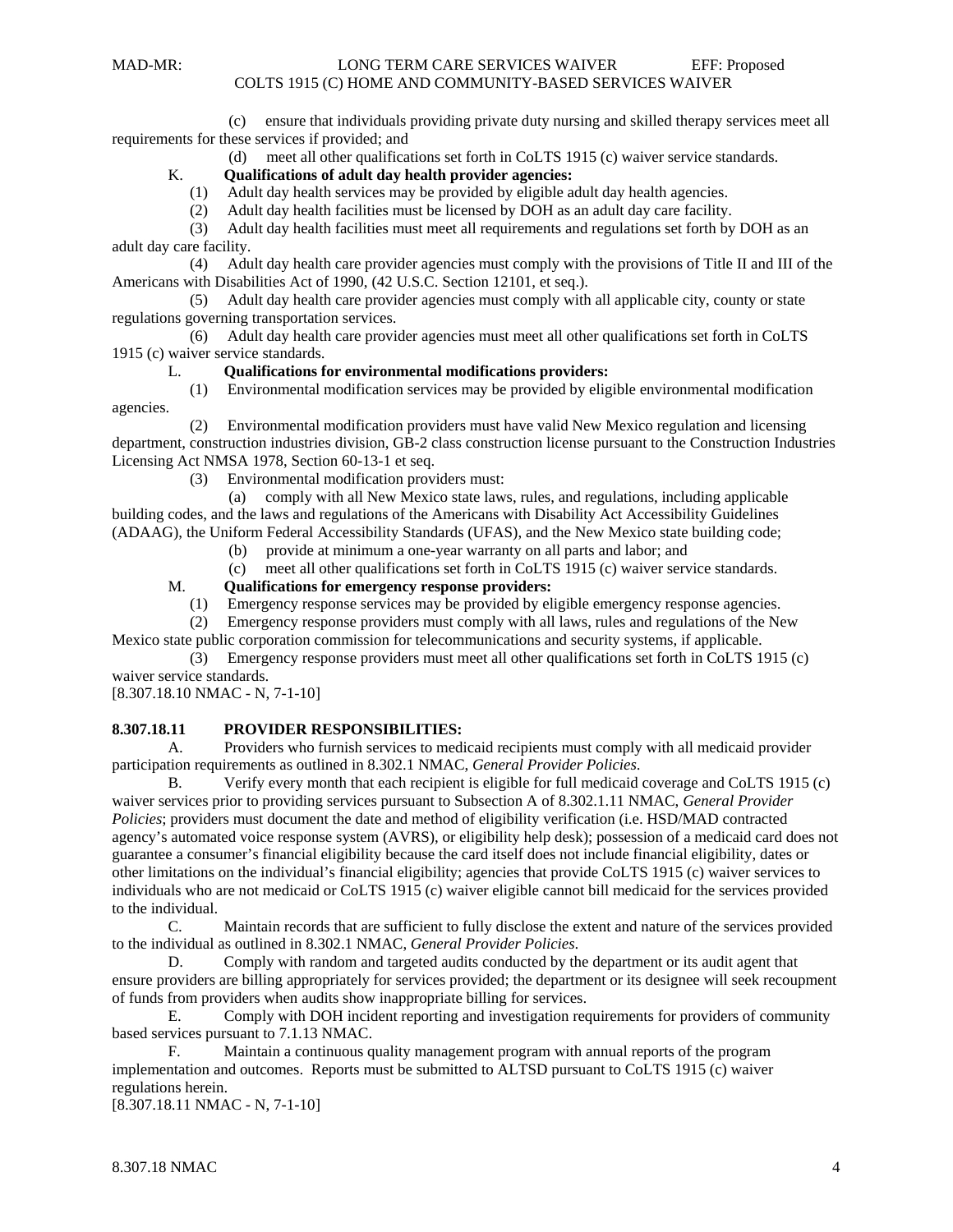(c) ensure that individuals providing private duty nursing and skilled therapy services meet all requirements for these services if provided; and

(d) meet all other qualifications set forth in CoLTS 1915 (c) waiver service standards.

K. **Qualifications of adult day health provider agencies:**

(1) Adult day health services may be provided by eligible adult day health agencies.

(2) Adult day health facilities must be licensed by DOH as an adult day care facility.

(3) Adult day health facilities must meet all requirements and regulations set forth by DOH as an adult day care facility.

(4) Adult day health care provider agencies must comply with the provisions of Title II and III of the Americans with Disabilities Act of 1990, (42 U.S.C. Section 12101, et seq.).

(5) Adult day health care provider agencies must comply with all applicable city, county or state regulations governing transportation services.

(6) Adult day health care provider agencies must meet all other qualifications set forth in CoLTS 1915 (c) waiver service standards.

L. **Qualifications for environmental modifications providers:**

(1) Environmental modification services may be provided by eligible environmental modification agencies.

(2) Environmental modification providers must have valid New Mexico regulation and licensing department, construction industries division, GB-2 class construction license pursuant to the Construction Industries Licensing Act NMSA 1978, Section 60-13-1 et seq.

(3) Environmental modification providers must:

(a) comply with all New Mexico state laws, rules, and regulations, including applicable building codes, and the laws and regulations of the Americans with Disability Act Accessibility Guidelines (ADAAG), the Uniform Federal Accessibility Standards (UFAS), and the New Mexico state building code;

(b) provide at minimum a one-year warranty on all parts and labor; and

(c) meet all other qualifications set forth in CoLTS 1915 (c) waiver service standards.

M. **Qualifications for emergency response providers:**

(1) Emergency response services may be provided by eligible emergency response agencies.

(2) Emergency response providers must comply with all laws, rules and regulations of the New Mexico state public corporation commission for telecommunications and security systems, if applicable.

(3) Emergency response providers must meet all other qualifications set forth in CoLTS 1915 (c) waiver service standards.

[8.307.18.10 NMAC - N, 7-1-10]

**8.307.18.11 PROVIDER RESPONSIBILITIES:**

A. Providers who furnish services to medicaid recipients must comply with all medicaid provider participation requirements as outlined in 8.302.1 NMAC, *General Provider Policies*.

B. Verify every month that each recipient is eligible for full medicaid coverage and CoLTS 1915 (c) waiver services prior to providing services pursuant to Subsection A of 8.302.1.11 NMAC, *General Provider Policies*; providers must document the date and method of eligibility verification (i.e. HSD/MAD contracted agency's automated voice response system (AVRS), or eligibility help desk); possession of a medicaid card does not guarantee a consumer's financial eligibility because the card itself does not include financial eligibility, dates or other limitations on the individual's financial eligibility; agencies that provide CoLTS 1915 (c) waiver services to individuals who are not medicaid or CoLTS 1915 (c) waiver eligible cannot bill medicaid for the services provided to the individual.

C. Maintain records that are sufficient to fully disclose the extent and nature of the services provided to the individual as outlined in 8.302.1 NMAC, *General Provider Policies*.

D. Comply with random and targeted audits conducted by the department or its audit agent that ensure providers are billing appropriately for services provided; the department or its designee will seek recoupment of funds from providers when audits show inappropriate billing for services.

E. Comply with DOH incident reporting and investigation requirements for providers of community based services pursuant to 7.1.13 NMAC.

F. Maintain a continuous quality management program with annual reports of the program implementation and outcomes. Reports must be submitted to ALTSD pursuant to CoLTS 1915 (c) waiver regulations herein.

[8.307.18.11 NMAC - N, 7-1-10]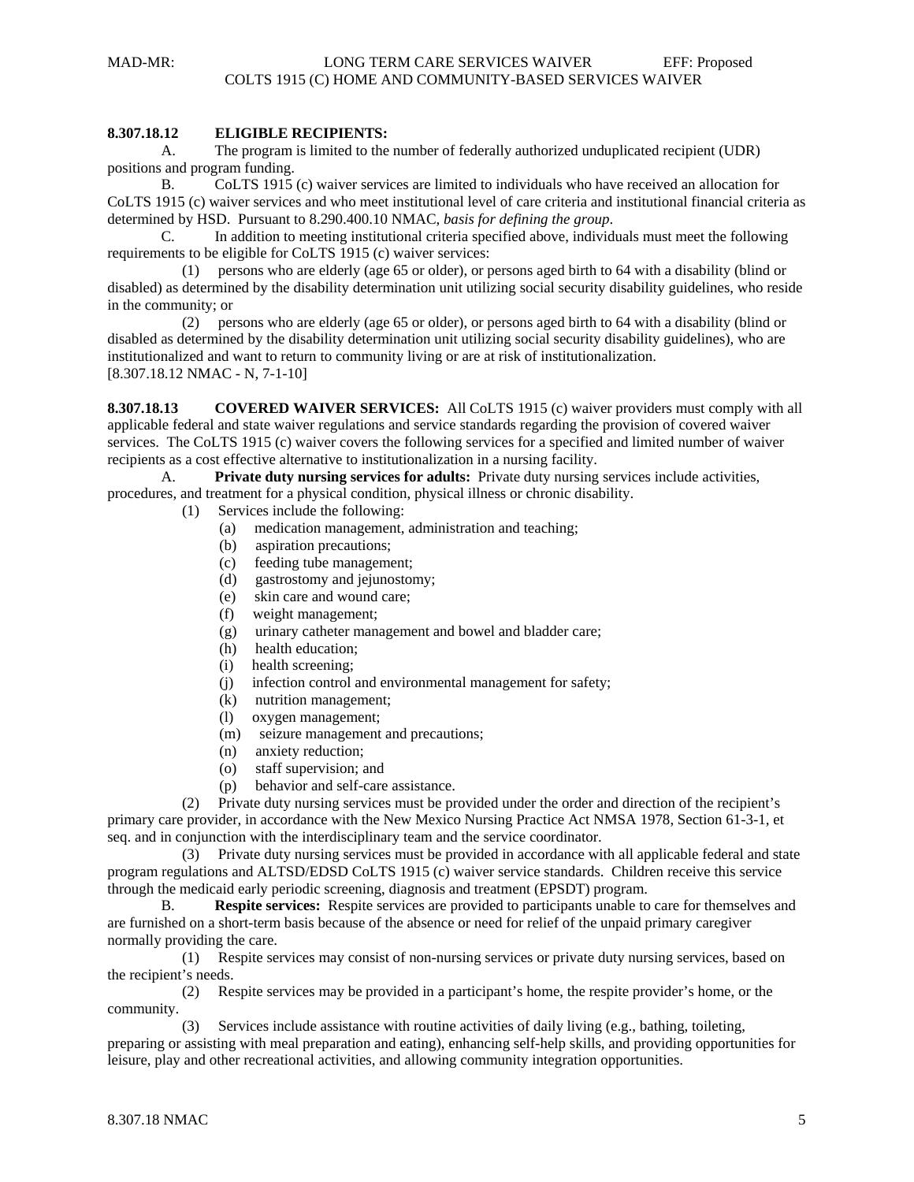**8.307.18.12 ELIGIBLE RECIPIENTS:**

A. The program is limited to the number of federally authorized unduplicated recipient (UDR) positions and program funding.

B. CoLTS 1915 (c) waiver services are limited to individuals who have received an allocation for CoLTS 1915 (c) waiver services and who meet institutional level of care criteria and institutional financial criteria as determined by HSD. Pursuant to 8.290.400.10 NMAC, *basis for defining the group*.

C. In addition to meeting institutional criteria specified above, individuals must meet the following requirements to be eligible for CoLTS 1915 (c) waiver services:

(1) persons who are elderly (age 65 or older), or persons aged birth to 64 with a disability (blind or disabled) as determined by the disability determination unit utilizing social security disability guidelines, who reside in the community; or

(2) persons who are elderly (age 65 or older), or persons aged birth to 64 with a disability (blind or disabled as determined by the disability determination unit utilizing social security disability guidelines), who are institutionalized and want to return to community living or are at risk of institutionalization.

[8.307.18.12 NMAC - N, 7-1-10]

**8.307.18.13 COVERED WAIVER SERVICES:** All CoLTS 1915 (c) waiver providers must comply with all applicable federal and state waiver regulations and service standards regarding the provision of covered waiver services. The CoLTS 1915 (c) waiver covers the following services for a specified and limited number of waiver recipients as a cost effective alternative to institutionalization in a nursing facility.

A. **Private duty nursing services for adults:** Private duty nursing services include activities, procedures, and treatment for a physical condition, physical illness or chronic disability.

(1) Services include the following:

(a) medication management, administration and teaching;

(b) aspiration precautions;

(c) feeding tube management;

(d) gastrostomy and jejunostomy;

(e) skin care and wound care;

(f) weight management;

(g) urinary catheter management and bowel and bladder care;

(h) health education;

(i) health screening;

(j) infection control and environmental management for safety;

(k) nutrition management;

(l) oxygen management;

(m) seizure management and precautions;

(n) anxiety reduction;

(o) staff supervision; and

(p) behavior and self-care assistance.

(2) Private duty nursing services must be provided under the order and direction of the recipient's primary care provider, in accordance with the New Mexico Nursing Practice Act NMSA 1978, Section 61-3-1, et seq. and in conjunction with the interdisciplinary team and the service coordinator.

(3) Private duty nursing services must be provided in accordance with all applicable federal and state program regulations and ALTSD/EDSD CoLTS 1915 (c) waiver service standards. Children receive this service through the medicaid early periodic screening, diagnosis and treatment (EPSDT) program.

B. **Respite services:** Respite services are provided to participants unable to care for themselves and are furnished on a short-term basis because of the absence or need for relief of the unpaid primary caregiver normally providing the care.

(1) Respite services may consist of non-nursing services or private duty nursing services, based on the recipient's needs.

(2) Respite services may be provided in a participant's home, the respite provider's home, or the community.

(3) Services include assistance with routine activities of daily living (e.g., bathing, toileting, preparing or assisting with meal preparation and eating), enhancing self-help skills, and providing opportunities for leisure, play and other recreational activities, and allowing community integration opportunities.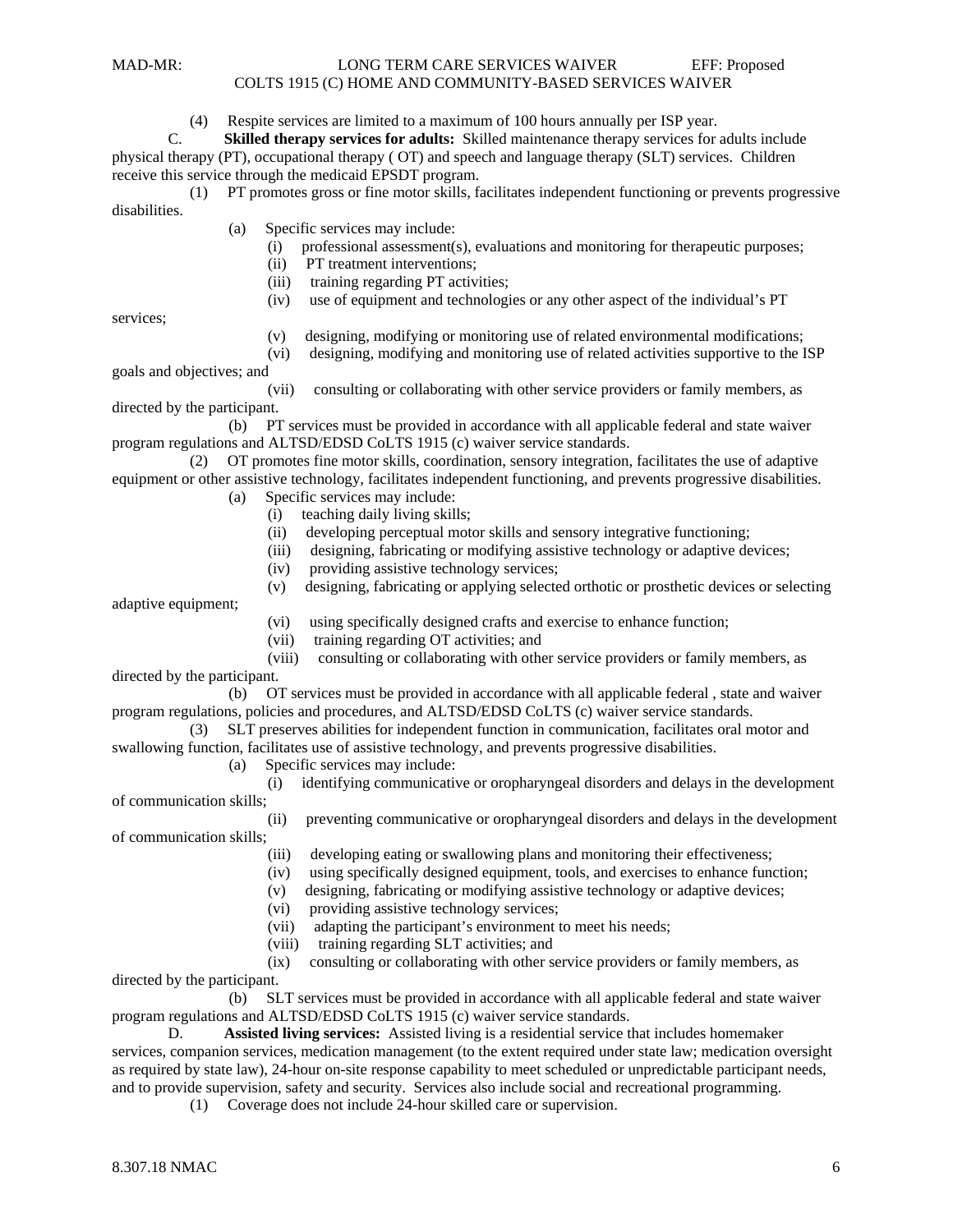(4) Respite services are limited to a maximum of 100 hours annually per ISP year.

C. **Skilled therapy services for adults:** Skilled maintenance therapy services for adults include physical therapy (PT), occupational therapy ( OT) and speech and language therapy (SLT) services. Children receive this service through the medicaid EPSDT program.

(1) PT promotes gross or fine motor skills, facilitates independent functioning or prevents progressive disabilities.

(a) Specific services may include:

(i) professional assessment(s), evaluations and monitoring for therapeutic purposes;

(ii) PT treatment interventions;

(iii) training regarding PT activities;

(iv) use of equipment and technologies or any other aspect of the individual's PT services;

(v) designing, modifying or monitoring use of related environmental modifications;

(vi) designing, modifying and monitoring use of related activities supportive to the ISP goals and objectives; and

(vii) consulting or collaborating with other service providers or family members, as directed by the participant.

(b) PT services must be provided in accordance with all applicable federal and state waiver program regulations and ALTSD/EDSD CoLTS 1915 (c) waiver service standards.

(2) OT promotes fine motor skills, coordination, sensory integration, facilitates the use of adaptive equipment or other assistive technology, facilitates independent functioning, and prevents progressive disabilities.

(a) Specific services may include:

(i) teaching daily living skills;

(ii) developing perceptual motor skills and sensory integrative functioning;

(iii) designing, fabricating or modifying assistive technology or adaptive devices;

(iv) providing assistive technology services;

(v) designing, fabricating or applying selected orthotic or prosthetic devices or selecting adaptive equipment;

(vi) using specifically designed crafts and exercise to enhance function;

(vii) training regarding OT activities; and

(viii) consulting or collaborating with other service providers or family members, as directed by the participant.

(b) OT services must be provided in accordance with all applicable federal , state and waiver program regulations, policies and procedures, and ALTSD/EDSD CoLTS (c) waiver service standards.

(3) SLT preserves abilities for independent function in communication, facilitates oral motor and swallowing function, facilitates use of assistive technology, and prevents progressive disabilities.

(a) Specific services may include:

(i) identifying communicative or oropharyngeal disorders and delays in the development of communication skills;

(ii) preventing communicative or oropharyngeal disorders and delays in the development of communication skills;

(iii) developing eating or swallowing plans and monitoring their effectiveness;

(iv) using specifically designed equipment, tools, and exercises to enhance function;

(v) designing, fabricating or modifying assistive technology or adaptive devices;

(vi) providing assistive technology services;

(vii) adapting the participant's environment to meet his needs;

(viii) training regarding SLT activities; and

(ix) consulting or collaborating with other service providers or family members, as directed by the participant.

(b) SLT services must be provided in accordance with all applicable federal and state waiver program regulations and ALTSD/EDSD CoLTS 1915 (c) waiver service standards.

D. **Assisted living services:** Assisted living is a residential service that includes homemaker services, companion services, medication management (to the extent required under state law; medication oversight as required by state law), 24-hour on-site response capability to meet scheduled or unpredictable participant needs, and to provide supervision, safety and security. Services also include social and recreational programming.

(1) Coverage does not include 24-hour skilled care or supervision.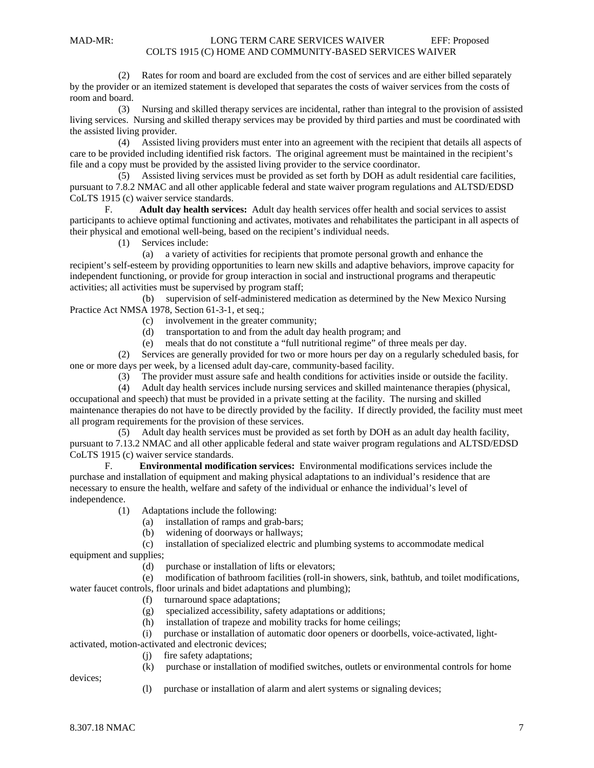(2) Rates for room and board are excluded from the cost of services and are either billed separately by the provider or an itemized statement is developed that separates the costs of waiver services from the costs of room and board.

(3) Nursing and skilled therapy services are incidental, rather than integral to the provision of assisted living services. Nursing and skilled therapy services may be provided by third parties and must be coordinated with the assisted living provider.

(4) Assisted living providers must enter into an agreement with the recipient that details all aspects of care to be provided including identified risk factors. The original agreement must be maintained in the recipient's file and a copy must be provided by the assisted living provider to the service coordinator.

(5) Assisted living services must be provided as set forth by DOH as adult residential care facilities, pursuant to 7.8.2 NMAC and all other applicable federal and state waiver program regulations and ALTSD/EDSD CoLTS 1915 (c) waiver service standards.

F. **Adult day health services:** Adult day health services offer health and social services to assist participants to achieve optimal functioning and activates, motivates and rehabilitates the participant in all aspects of their physical and emotional well-being, based on the recipient's individual needs.

(1) Services include:

(a) a variety of activities for recipients that promote personal growth and enhance the recipient's self-esteem by providing opportunities to learn new skills and adaptive behaviors, improve capacity for independent functioning, or provide for group interaction in social and instructional programs and therapeutic activities; all activities must be supervised by program staff;

(b) supervision of self-administered medication as determined by the New Mexico Nursing Practice Act NMSA 1978, Section 61-3-1, et seq.;

(c) involvement in the greater community;

(d) transportation to and from the adult day health program; and

(e) meals that do not constitute a "full nutritional regime" of three meals per day.

(2) Services are generally provided for two or more hours per day on a regularly scheduled basis, for one or more days per week, by a licensed adult day-care, community-based facility.

(3) The provider must assure safe and health conditions for activities inside or outside the facility.

(4) Adult day health services include nursing services and skilled maintenance therapies (physical, occupational and speech) that must be provided in a private setting at the facility. The nursing and skilled maintenance therapies do not have to be directly provided by the facility. If directly provided, the facility must meet all program requirements for the provision of these services.

(5) Adult day health services must be provided as set forth by DOH as an adult day health facility, pursuant to 7.13.2 NMAC and all other applicable federal and state waiver program regulations and ALTSD/EDSD CoLTS 1915 (c) waiver service standards.

F. **Environmental modification services:** Environmental modifications services include the purchase and installation of equipment and making physical adaptations to an individual's residence that are necessary to ensure the health, welfare and safety of the individual or enhance the individual's level of independence.

(1) Adaptations include the following:

(a) installation of ramps and grab-bars;

(b) widening of doorways or hallways;

(c) installation of specialized electric and plumbing systems to accommodate medical equipment and supplies;

(d) purchase or installation of lifts or elevators;

(e) modification of bathroom facilities (roll-in showers, sink, bathtub, and toilet modifications, water faucet controls, floor urinals and bidet adaptations and plumbing);

(f) turnaround space adaptations;

(g) specialized accessibility, safety adaptations or additions;

(h) installation of trapeze and mobility tracks for home ceilings;

(i) purchase or installation of automatic door openers or doorbells, voice-activated, light-activated, motion-activated and electronic devices;

(j) fire safety adaptations;

(k) purchase or installation of modified switches, outlets or environmental controls for home devices;

(l) purchase or installation of alarm and alert systems or signaling devices;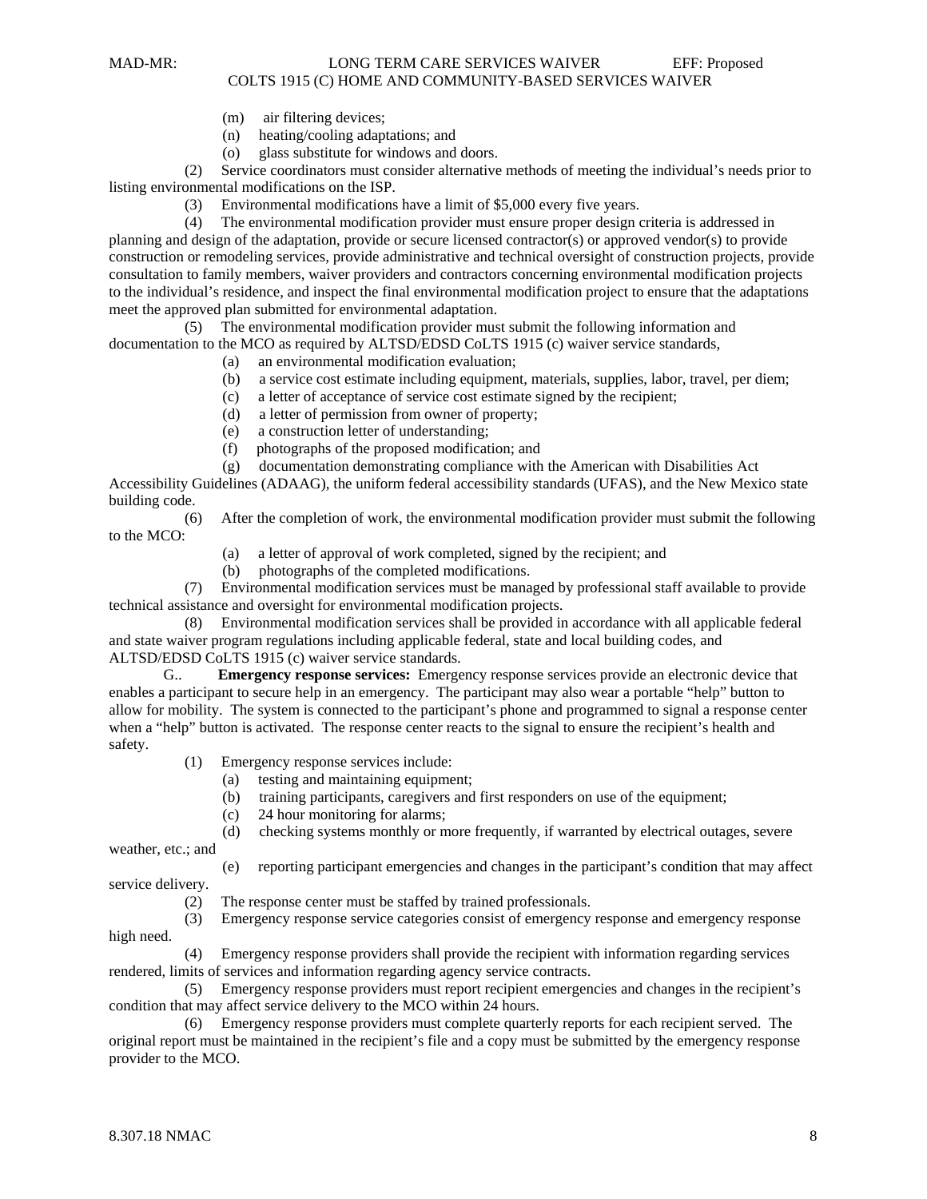(m) air filtering devices;
(n) heating/cooling adaptations; and
(o) glass substitute for windows and doors.

(2) Service coordinators must consider alternative methods of meeting the individual's needs prior to listing environmental modifications on the ISP.

(3) Environmental modifications have a limit of $5,000 every five years.

(4) The environmental modification provider must ensure proper design criteria is addressed in planning and design of the adaptation, provide or secure licensed contractor(s) or approved vendor(s) to provide construction or remodeling services, provide administrative and technical oversight of construction projects, provide consultation to family members, waiver providers and contractors concerning environmental modification projects to the individual's residence, and inspect the final environmental modification project to ensure that the adaptations meet the approved plan submitted for environmental adaptation.

(5) The environmental modification provider must submit the following information and documentation to the MCO as required by ALTSD/EDSD CoLTS 1915 (c) waiver service standards,

(a) an environmental modification evaluation;
(b) a service cost estimate including equipment, materials, supplies, labor, travel, per diem;
(c) a letter of acceptance of service cost estimate signed by the recipient;
(d) a letter of permission from owner of property;
(e) a construction letter of understanding;
(f) photographs of the proposed modification; and
(g) documentation demonstrating compliance with the American with Disabilities Act Accessibility Guidelines (ADAAG), the uniform federal accessibility standards (UFAS), and the New Mexico state building code.

(6) After the completion of work, the environmental modification provider must submit the following to the MCO:

(a) a letter of approval of work completed, signed by the recipient; and
(b) photographs of the completed modifications.

(7) Environmental modification services must be managed by professional staff available to provide technical assistance and oversight for environmental modification projects.

(8) Environmental modification services shall be provided in accordance with all applicable federal and state waiver program regulations including applicable federal, state and local building codes, and ALTSD/EDSD CoLTS 1915 (c) waiver service standards.

G.. **Emergency response services:** Emergency response services provide an electronic device that enables a participant to secure help in an emergency. The participant may also wear a portable "help" button to allow for mobility. The system is connected to the participant's phone and programmed to signal a response center when a "help" button is activated. The response center reacts to the signal to ensure the recipient's health and safety.

(1) Emergency response services include:

(a) testing and maintaining equipment;
(b) training participants, caregivers and first responders on use of the equipment;
(c) 24 hour monitoring for alarms;
(d) checking systems monthly or more frequently, if warranted by electrical outages, severe weather, etc.; and
(e) reporting participant emergencies and changes in the participant's condition that may affect service delivery.

(2) The response center must be staffed by trained professionals.

(3) Emergency response service categories consist of emergency response and emergency response high need.

(4) Emergency response providers shall provide the recipient with information regarding services rendered, limits of services and information regarding agency service contracts.

(5) Emergency response providers must report recipient emergencies and changes in the recipient's condition that may affect service delivery to the MCO within 24 hours.

(6) Emergency response providers must complete quarterly reports for each recipient served. The original report must be maintained in the recipient's file and a copy must be submitted by the emergency response provider to the MCO.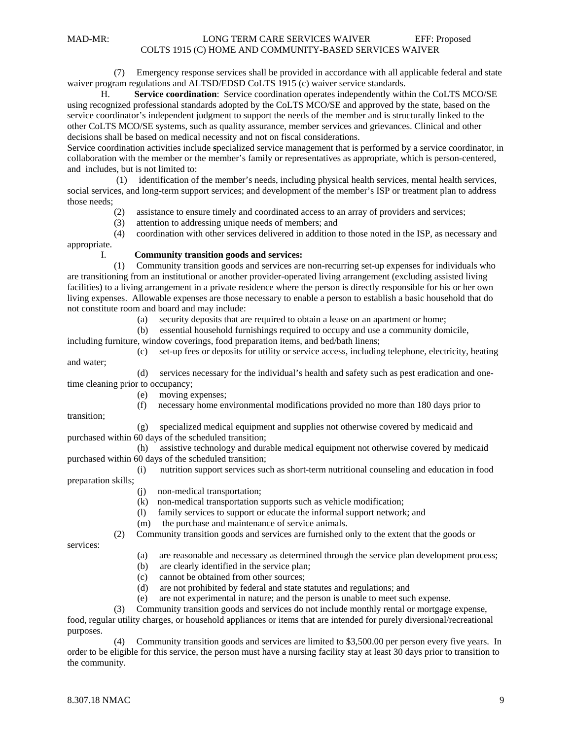(7) Emergency response services shall be provided in accordance with all applicable federal and state waiver program regulations and ALTSD/EDSD CoLTS 1915 (c) waiver service standards.

H. **Service coordination**: Service coordination operates independently within the CoLTS MCO/SE using recognized professional standards adopted by the CoLTS MCO/SE and approved by the state, based on the service coordinator's independent judgment to support the needs of the member and is structurally linked to the other CoLTS MCO/SE systems, such as quality assurance, member services and grievances. Clinical and other decisions shall be based on medical necessity and not on fiscal considerations.

Service coordination activities include **s**pecialized service management that is performed by a service coordinator, in collaboration with the member or the member's family or representatives as appropriate, which is person-centered, and includes, but is not limited to:

(1) identification of the member's needs, including physical health services, mental health services, social services, and long-term support services; and development of the member's ISP or treatment plan to address those needs;

(2) assistance to ensure timely and coordinated access to an array of providers and services;

(3) attention to addressing unique needs of members; and

(4) coordination with other services delivered in addition to those noted in the ISP, as necessary and appropriate.

I. **Community transition goods and services:**

(1) Community transition goods and services are non-recurring set-up expenses for individuals who are transitioning from an institutional or another provider-operated living arrangement (excluding assisted living facilities) to a living arrangement in a private residence where the person is directly responsible for his or her own living expenses. Allowable expenses are those necessary to enable a person to establish a basic household that do not constitute room and board and may include:

(a) security deposits that are required to obtain a lease on an apartment or home;

(b) essential household furnishings required to occupy and use a community domicile, including furniture, window coverings, food preparation items, and bed/bath linens;

(c) set-up fees or deposits for utility or service access, including telephone, electricity, heating and water;

(d) services necessary for the individual's health and safety such as pest eradication and one-time cleaning prior to occupancy;

(e) moving expenses;

(f) necessary home environmental modifications provided no more than 180 days prior to transition;

(g) specialized medical equipment and supplies not otherwise covered by medicaid and purchased within 60 days of the scheduled transition;

(h) assistive technology and durable medical equipment not otherwise covered by medicaid purchased within 60 days of the scheduled transition;

(i) nutrition support services such as short-term nutritional counseling and education in food preparation skills;

(j) non-medical transportation;

(k) non-medical transportation supports such as vehicle modification;

(l) family services to support or educate the informal support network; and

(m) the purchase and maintenance of service animals.

(2) Community transition goods and services are furnished only to the extent that the goods or services:

(a) are reasonable and necessary as determined through the service plan development process;

(b) are clearly identified in the service plan;

(c) cannot be obtained from other sources;

(d) are not prohibited by federal and state statutes and regulations; and

(e) are not experimental in nature; and the person is unable to meet such expense.

(3) Community transition goods and services do not include monthly rental or mortgage expense, food, regular utility charges, or household appliances or items that are intended for purely diversional/recreational purposes.

(4) Community transition goods and services are limited to $3,500.00 per person every five years. In order to be eligible for this service, the person must have a nursing facility stay at least 30 days prior to transition to the community.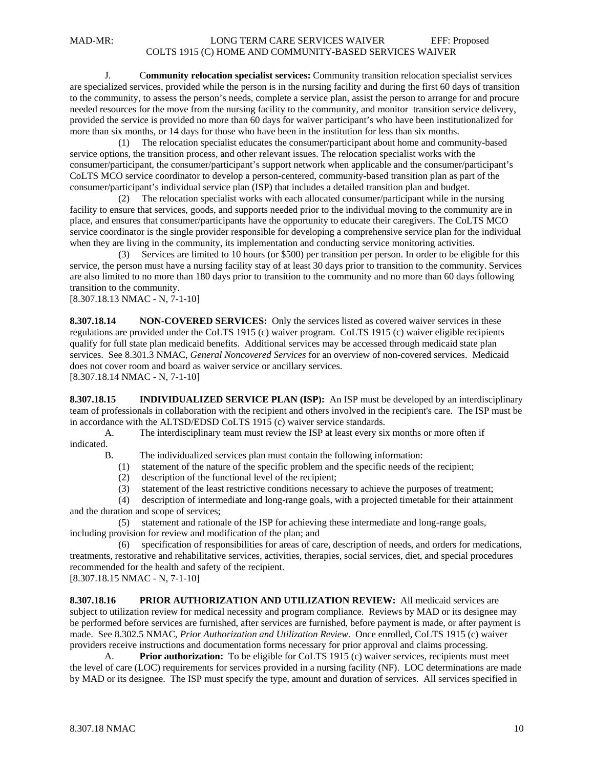J. C**ommunity relocation specialist services:** Community transition relocation specialist services are specialized services, provided while the person is in the nursing facility and during the first 60 days of transition to the community, to assess the person's needs, complete a service plan, assist the person to arrange for and procure needed resources for the move from the nursing facility to the community, and monitor transition service delivery, provided the service is provided no more than 60 days for waiver participant's who have been institutionalized for more than six months, or 14 days for those who have been in the institution for less than six months.

(1) The relocation specialist educates the consumer/participant about home and community-based service options, the transition process, and other relevant issues. The relocation specialist works with the consumer/participant, the consumer/participant's support network when applicable and the consumer/participant's CoLTS MCO service coordinator to develop a person-centered, community-based transition plan as part of the consumer/participant's individual service plan (ISP) that includes a detailed transition plan and budget.

(2) The relocation specialist works with each allocated consumer/participant while in the nursing facility to ensure that services, goods, and supports needed prior to the individual moving to the community are in place, and ensures that consumer/participants have the opportunity to educate their caregivers. The CoLTS MCO service coordinator is the single provider responsible for developing a comprehensive service plan for the individual when they are living in the community, its implementation and conducting service monitoring activities.

(3) Services are limited to 10 hours (or $500) per transition per person. In order to be eligible for this service, the person must have a nursing facility stay of at least 30 days prior to transition to the community. Services are also limited to no more than 180 days prior to transition to the community and no more than 60 days following transition to the community.

[8.307.18.13 NMAC - N, 7-1-10]

**8.307.18.14 NON-COVERED SERVICES:** Only the services listed as covered waiver services in these regulations are provided under the CoLTS 1915 (c) waiver program. CoLTS 1915 (c) waiver eligible recipients qualify for full state plan medicaid benefits. Additional services may be accessed through medicaid state plan services. See 8.301.3 NMAC, *General Noncovered Services* for an overview of non-covered services. Medicaid does not cover room and board as waiver service or ancillary services.

[8.307.18.14 NMAC - N, 7-1-10]

**8.307.18.15 INDIVIDUALIZED SERVICE PLAN (ISP):** An ISP must be developed by an interdisciplinary team of professionals in collaboration with the recipient and others involved in the recipient's care. The ISP must be in accordance with the ALTSD/EDSD CoLTS 1915 (c) waiver service standards.

A. The interdisciplinary team must review the ISP at least every six months or more often if indicated.

B. The individualized services plan must contain the following information:

(1) statement of the nature of the specific problem and the specific needs of the recipient;

(2) description of the functional level of the recipient;

(3) statement of the least restrictive conditions necessary to achieve the purposes of treatment;

(4) description of intermediate and long-range goals, with a projected timetable for their attainment and the duration and scope of services;

(5) statement and rationale of the ISP for achieving these intermediate and long-range goals, including provision for review and modification of the plan; and

(6) specification of responsibilities for areas of care, description of needs, and orders for medications, treatments, restorative and rehabilitative services, activities, therapies, social services, diet, and special procedures recommended for the health and safety of the recipient.

[8.307.18.15 NMAC - N, 7-1-10]

**8.307.18.16 PRIOR AUTHORIZATION AND UTILIZATION REVIEW:** All medicaid services are subject to utilization review for medical necessity and program compliance. Reviews by MAD or its designee may be performed before services are furnished, after services are furnished, before payment is made, or after payment is made. See 8.302.5 NMAC, *Prior Authorization and Utilization Review*. Once enrolled, CoLTS 1915 (c) waiver providers receive instructions and documentation forms necessary for prior approval and claims processing.

A. **Prior authorization:** To be eligible for CoLTS 1915 (c) waiver services, recipients must meet the level of care (LOC) requirements for services provided in a nursing facility (NF). LOC determinations are made by MAD or its designee. The ISP must specify the type, amount and duration of services. All services specified in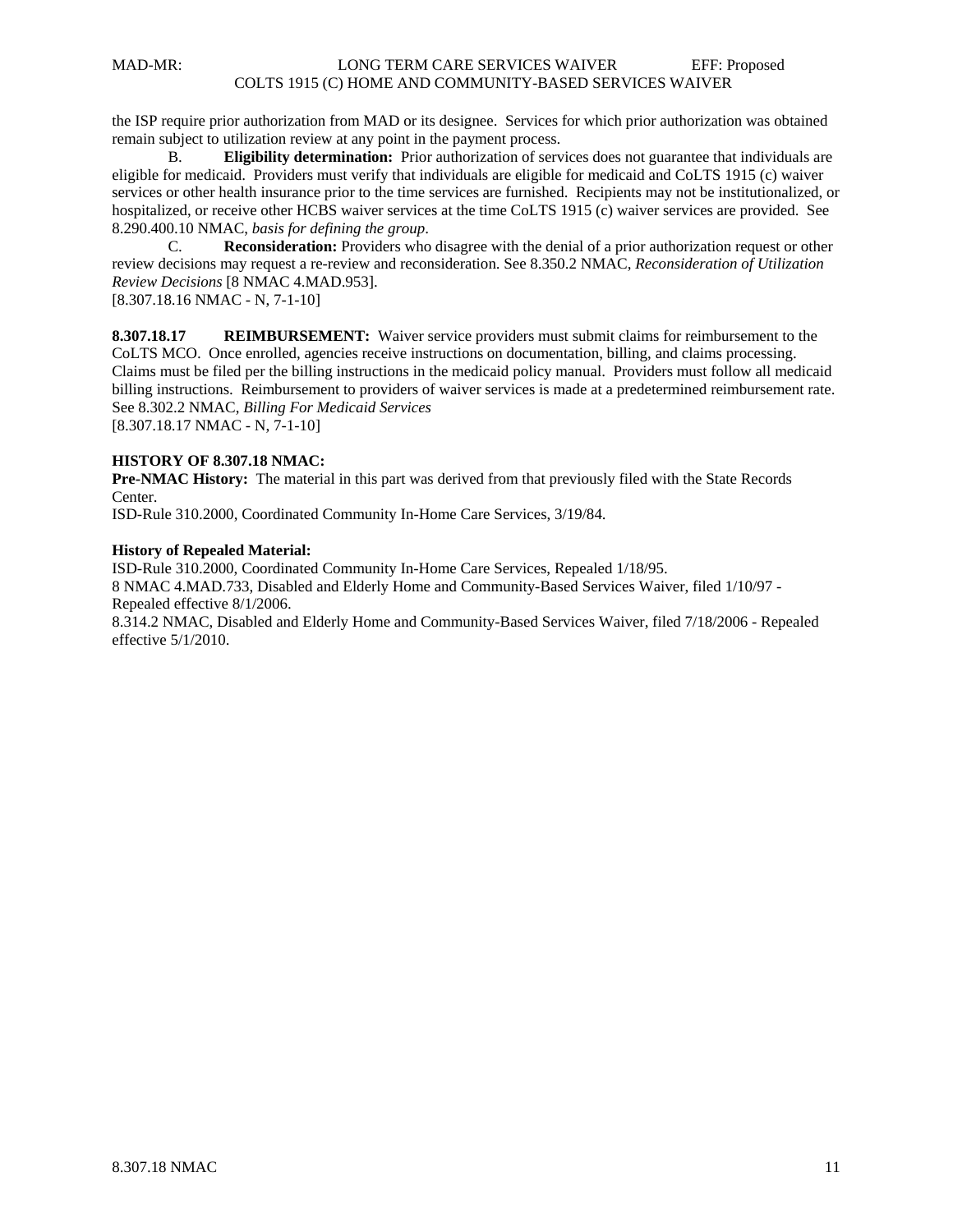the ISP require prior authorization from MAD or its designee. Services for which prior authorization was obtained remain subject to utilization review at any point in the payment process.

B. **Eligibility determination:** Prior authorization of services does not guarantee that individuals are eligible for medicaid. Providers must verify that individuals are eligible for medicaid and CoLTS 1915 (c) waiver services or other health insurance prior to the time services are furnished. Recipients may not be institutionalized, or hospitalized, or receive other HCBS waiver services at the time CoLTS 1915 (c) waiver services are provided. See 8.290.400.10 NMAC, *basis for defining the group*.

C. **Reconsideration:** Providers who disagree with the denial of a prior authorization request or other review decisions may request a re-review and reconsideration. See 8.350.2 NMAC, *Reconsideration of Utilization Review Decisions* [8 NMAC 4.MAD.953].

[8.307.18.16 NMAC - N, 7-1-10]

**8.307.18.17 REIMBURSEMENT:** Waiver service providers must submit claims for reimbursement to the CoLTS MCO. Once enrolled, agencies receive instructions on documentation, billing, and claims processing. Claims must be filed per the billing instructions in the medicaid policy manual. Providers must follow all medicaid billing instructions. Reimbursement to providers of waiver services is made at a predetermined reimbursement rate. See 8.302.2 NMAC, *Billing For Medicaid Services*

[8.307.18.17 NMAC - N, 7-1-10]

**HISTORY OF 8.307.18 NMAC:**

**Pre-NMAC History:** The material in this part was derived from that previously filed with the State Records Center.

ISD-Rule 310.2000, Coordinated Community In-Home Care Services, 3/19/84.

**History of Repealed Material:**

ISD-Rule 310.2000, Coordinated Community In-Home Care Services, Repealed 1/18/95.

8 NMAC 4.MAD.733, Disabled and Elderly Home and Community-Based Services Waiver, filed 1/10/97 - Repealed effective 8/1/2006.

8.314.2 NMAC, Disabled and Elderly Home and Community-Based Services Waiver, filed 7/18/2006 - Repealed effective 5/1/2010.